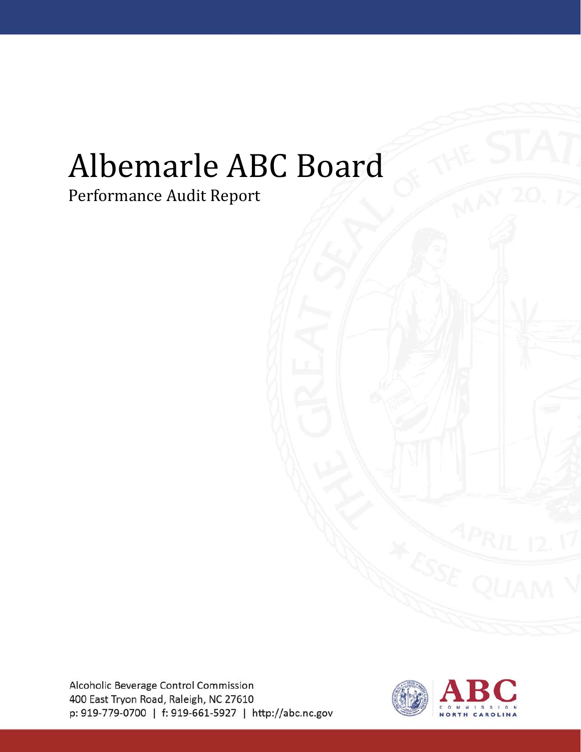# Albemarle ABC Board

Performance Audit Report

Alcoholic Beverage Control Commission
400 East Tryon Road, Raleigh, NC 27610
p: 919-779-0700 | f: 919-661-5927 | http://abc.nc.gov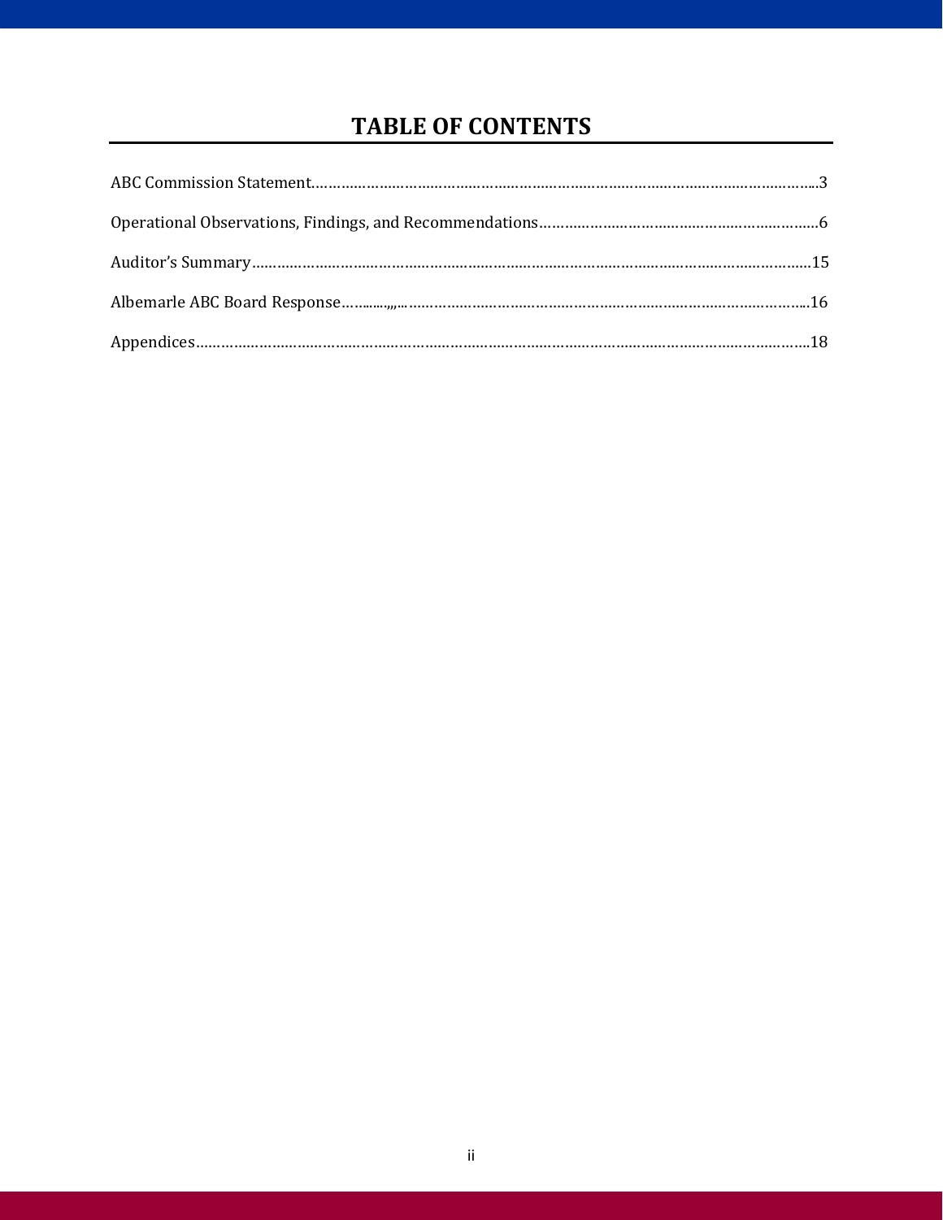# TABLE OF CONTENTS

ABC Commission Statement.......................................................................................................3

Operational Observations, Findings, and Recommendations...........................................................6

Auditor's Summary.....................................................................................................................15

Albemarle ABC Board Response...................................................................................................16

Appendices...............................................................................................................................18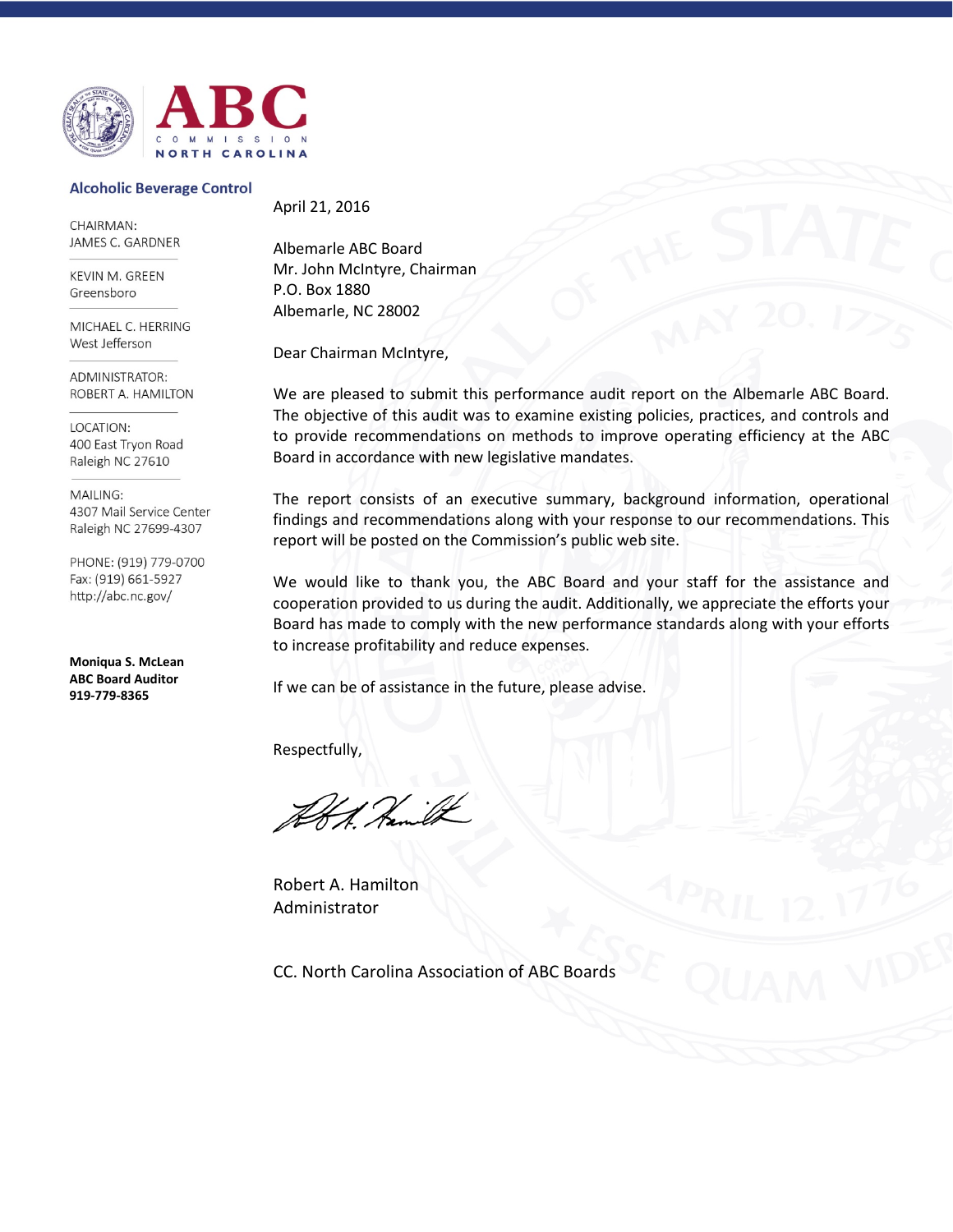**ABC**
COMMISSION
NORTH CAROLINA

**Alcoholic Beverage Control**

CHAIRMAN:
JAMES C. GARDNER

KEVIN M. GREEN
Greensboro

MICHAEL C. HERRING
West Jefferson

ADMINISTRATOR:
ROBERT A. HAMILTON

LOCATION:
400 East Tryon Road
Raleigh NC 27610

MAILING:
4307 Mail Service Center
Raleigh NC 27699-4307

PHONE: (919) 779-0700
Fax: (919) 661-5927
http://abc.nc.gov/

**Moniqua S. McLean**
**ABC Board Auditor**
**919-779-8365**

April 21, 2016

Albemarle ABC Board
Mr. John McIntyre, Chairman
P.O. Box 1880
Albemarle, NC 28002

Dear Chairman McIntyre,

We are pleased to submit this performance audit report on the Albemarle ABC Board. The objective of this audit was to examine existing policies, practices, and controls and to provide recommendations on methods to improve operating efficiency at the ABC Board in accordance with new legislative mandates.

The report consists of an executive summary, background information, operational findings and recommendations along with your response to our recommendations. This report will be posted on the Commission's public web site.

We would like to thank you, the ABC Board and your staff for the assistance and cooperation provided to us during the audit. Additionally, we appreciate the efforts your Board has made to comply with the new performance standards along with your efforts to increase profitability and reduce expenses.

If we can be of assistance in the future, please advise.

Respectfully,

Robert A. Hamilton
Administrator

CC. North Carolina Association of ABC Boards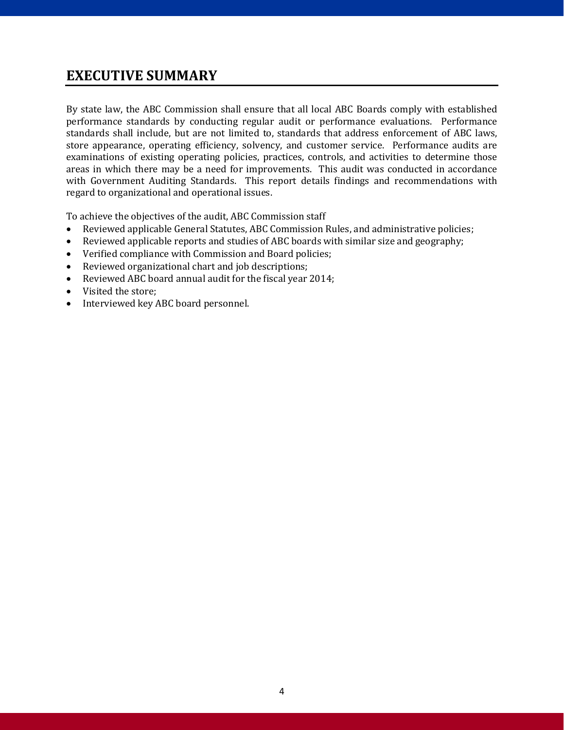# EXECUTIVE SUMMARY

By state law, the ABC Commission shall ensure that all local ABC Boards comply with established performance standards by conducting regular audit or performance evaluations. Performance standards shall include, but are not limited to, standards that address enforcement of ABC laws, store appearance, operating efficiency, solvency, and customer service. Performance audits are examinations of existing operating policies, practices, controls, and activities to determine those areas in which there may be a need for improvements. This audit was conducted in accordance with Government Auditing Standards. This report details findings and recommendations with regard to organizational and operational issues.

To achieve the objectives of the audit, ABC Commission staff

- Reviewed applicable General Statutes, ABC Commission Rules, and administrative policies;
- Reviewed applicable reports and studies of ABC boards with similar size and geography;
- Verified compliance with Commission and Board policies;
- Reviewed organizational chart and job descriptions;
- Reviewed ABC board annual audit for the fiscal year 2014;
- Visited the store;
- Interviewed key ABC board personnel.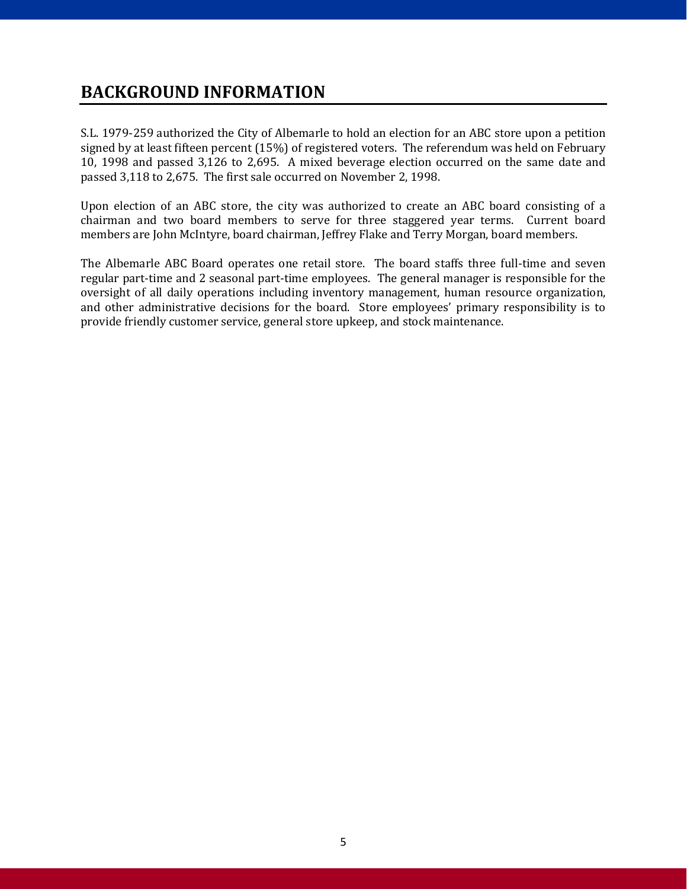# BACKGROUND INFORMATION

S.L. 1979-259 authorized the City of Albemarle to hold an election for an ABC store upon a petition signed by at least fifteen percent (15%) of registered voters. The referendum was held on February 10, 1998 and passed 3,126 to 2,695. A mixed beverage election occurred on the same date and passed 3,118 to 2,675. The first sale occurred on November 2, 1998.

Upon election of an ABC store, the city was authorized to create an ABC board consisting of a chairman and two board members to serve for three staggered year terms. Current board members are John McIntyre, board chairman, Jeffrey Flake and Terry Morgan, board members.

The Albemarle ABC Board operates one retail store. The board staffs three full-time and seven regular part-time and 2 seasonal part-time employees. The general manager is responsible for the oversight of all daily operations including inventory management, human resource organization, and other administrative decisions for the board. Store employees' primary responsibility is to provide friendly customer service, general store upkeep, and stock maintenance.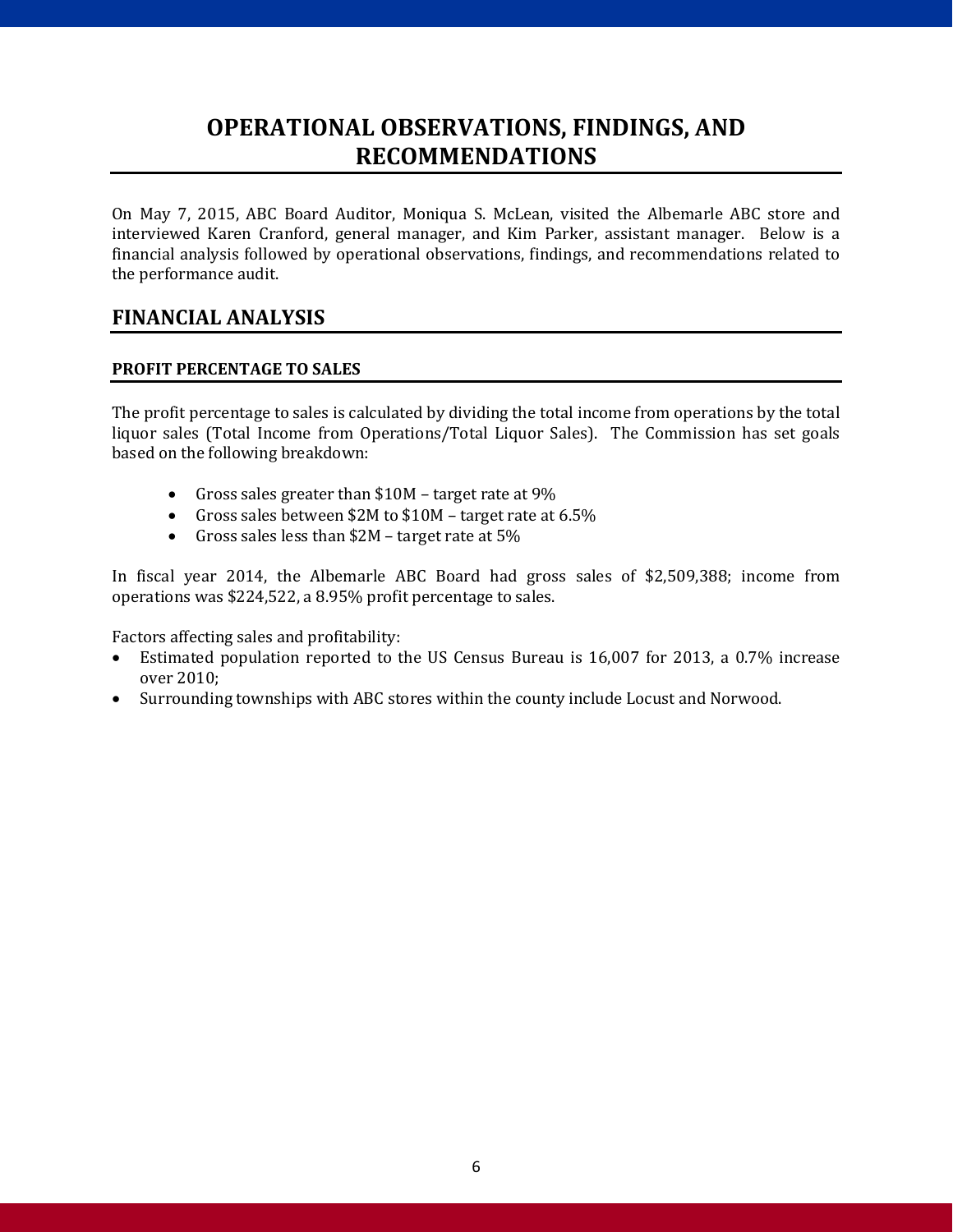# OPERATIONAL OBSERVATIONS, FINDINGS, AND RECOMMENDATIONS

On May 7, 2015, ABC Board Auditor, Moniqua S. McLean, visited the Albemarle ABC store and interviewed Karen Cranford, general manager, and Kim Parker, assistant manager. Below is a financial analysis followed by operational observations, findings, and recommendations related to the performance audit.

## FINANCIAL ANALYSIS

### PROFIT PERCENTAGE TO SALES

The profit percentage to sales is calculated by dividing the total income from operations by the total liquor sales (Total Income from Operations/Total Liquor Sales). The Commission has set goals based on the following breakdown:

- Gross sales greater than $10M – target rate at 9%
- Gross sales between $2M to $10M – target rate at 6.5%
- Gross sales less than $2M – target rate at 5%

In fiscal year 2014, the Albemarle ABC Board had gross sales of $2,509,388; income from operations was $224,522, a 8.95% profit percentage to sales.

Factors affecting sales and profitability:

- Estimated population reported to the US Census Bureau is 16,007 for 2013, a 0.7% increase over 2010;
- Surrounding townships with ABC stores within the county include Locust and Norwood.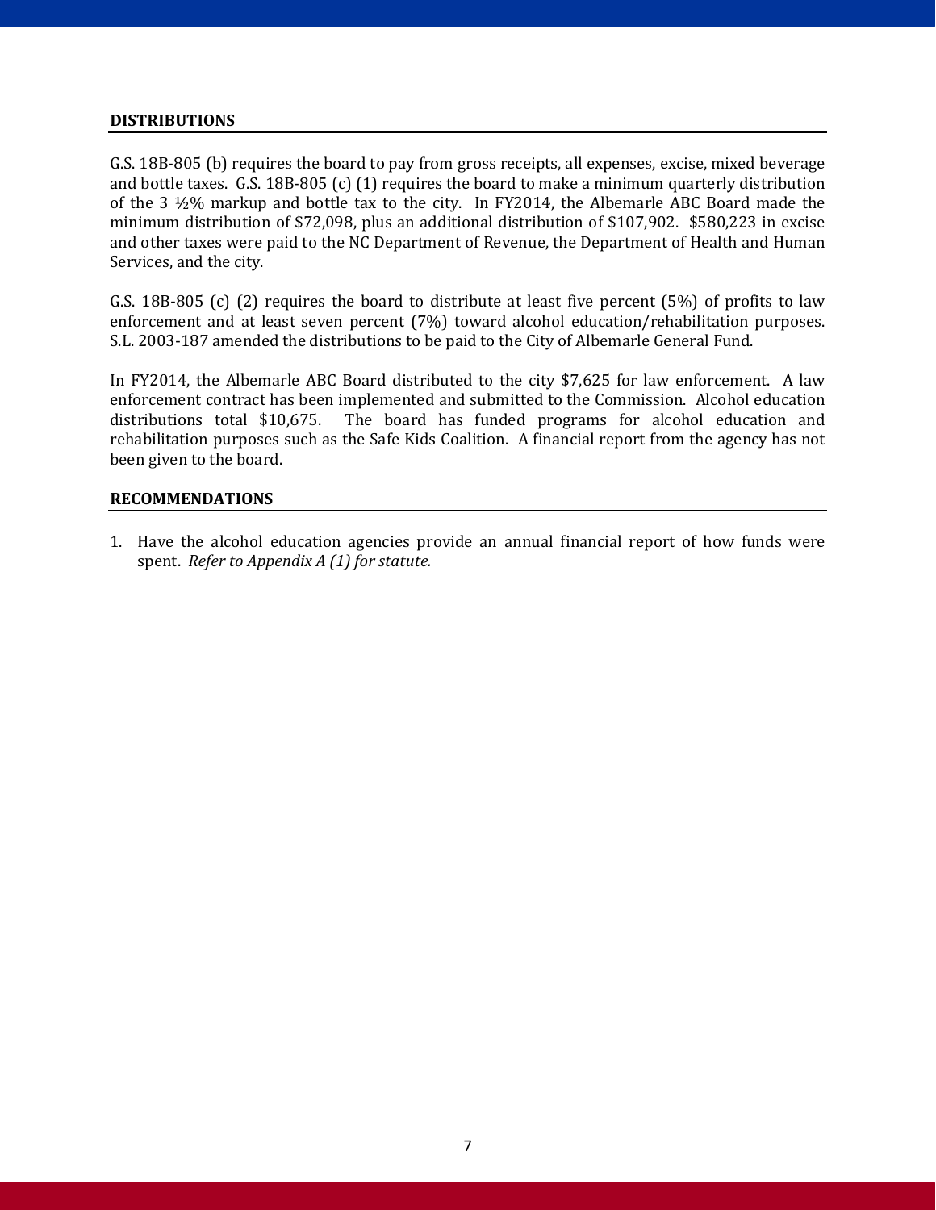## DISTRIBUTIONS

G.S. 18B-805 (b) requires the board to pay from gross receipts, all expenses, excise, mixed beverage and bottle taxes. G.S. 18B-805 (c) (1) requires the board to make a minimum quarterly distribution of the 3 ½% markup and bottle tax to the city. In FY2014, the Albemarle ABC Board made the minimum distribution of $72,098, plus an additional distribution of $107,902. $580,223 in excise and other taxes were paid to the NC Department of Revenue, the Department of Health and Human Services, and the city.

G.S. 18B-805 (c) (2) requires the board to distribute at least five percent (5%) of profits to law enforcement and at least seven percent (7%) toward alcohol education/rehabilitation purposes. S.L. 2003-187 amended the distributions to be paid to the City of Albemarle General Fund.

In FY2014, the Albemarle ABC Board distributed to the city $7,625 for law enforcement. A law enforcement contract has been implemented and submitted to the Commission. Alcohol education distributions total $10,675. The board has funded programs for alcohol education and rehabilitation purposes such as the Safe Kids Coalition. A financial report from the agency has not been given to the board.

## RECOMMENDATIONS

1. Have the alcohol education agencies provide an annual financial report of how funds were spent. *Refer to Appendix A (1) for statute.*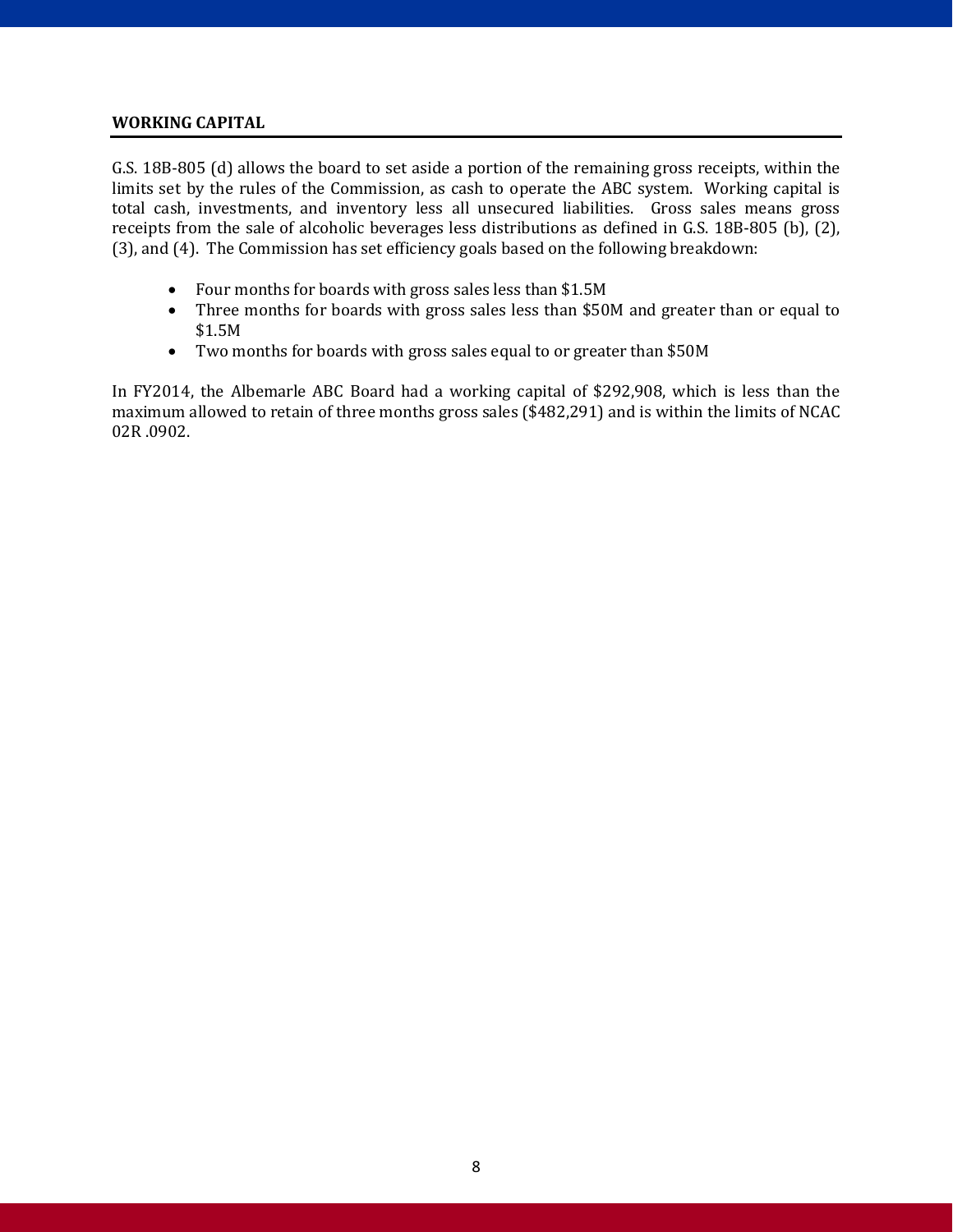## WORKING CAPITAL

G.S. 18B-805 (d) allows the board to set aside a portion of the remaining gross receipts, within the limits set by the rules of the Commission, as cash to operate the ABC system. Working capital is total cash, investments, and inventory less all unsecured liabilities. Gross sales means gross receipts from the sale of alcoholic beverages less distributions as defined in G.S. 18B-805 (b), (2), (3), and (4). The Commission has set efficiency goals based on the following breakdown:

- Four months for boards with gross sales less than $1.5M
- Three months for boards with gross sales less than $50M and greater than or equal to $1.5M
- Two months for boards with gross sales equal to or greater than $50M

In FY2014, the Albemarle ABC Board had a working capital of $292,908, which is less than the maximum allowed to retain of three months gross sales ($482,291) and is within the limits of NCAC 02R .0902.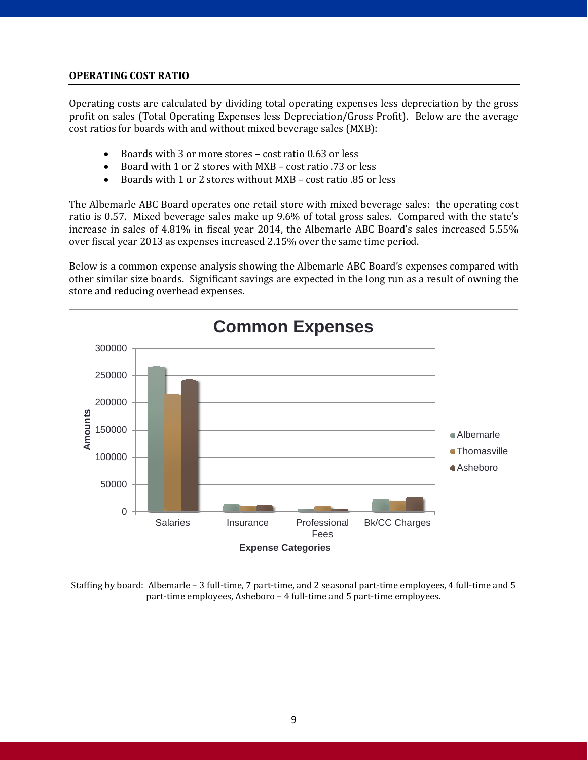## OPERATING COST RATIO

Operating costs are calculated by dividing total operating expenses less depreciation by the gross profit on sales (Total Operating Expenses less Depreciation/Gross Profit). Below are the average cost ratios for boards with and without mixed beverage sales (MXB):

- Boards with 3 or more stores – cost ratio 0.63 or less
- Board with 1 or 2 stores with MXB – cost ratio .73 or less
- Boards with 1 or 2 stores without MXB – cost ratio .85 or less

The Albemarle ABC Board operates one retail store with mixed beverage sales: the operating cost ratio is 0.57. Mixed beverage sales make up 9.6% of total gross sales. Compared with the state's increase in sales of 4.81% in fiscal year 2014, the Albemarle ABC Board's sales increased 5.55% over fiscal year 2013 as expenses increased 2.15% over the same time period.

Below is a common expense analysis showing the Albemarle ABC Board's expenses compared with other similar size boards. Significant savings are expected in the long run as a result of owning the store and reducing overhead expenses.

**Common Expenses**

(Bar chart: Amounts by Expense Categories — Salaries, Insurance, Professional Fees, Bk/CC Charges — for Albemarle, Thomasville, Asheboro)

Staffing by board: Albemarle – 3 full-time, 7 part-time, and 2 seasonal part-time employees, 4 full-time and 5 part-time employees, Asheboro – 4 full-time and 5 part-time employees.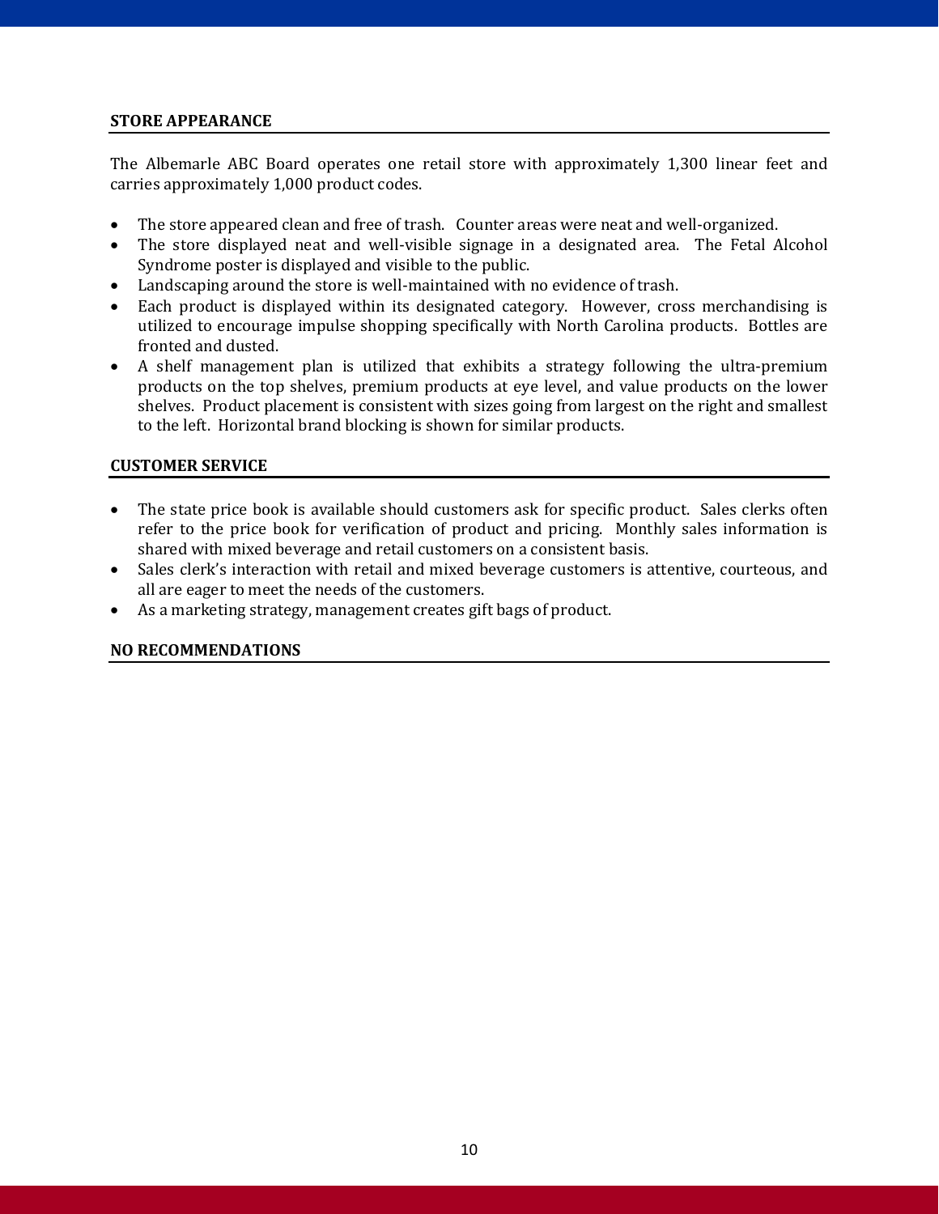## STORE APPEARANCE

The Albemarle ABC Board operates one retail store with approximately 1,300 linear feet and carries approximately 1,000 product codes.

- The store appeared clean and free of trash. Counter areas were neat and well-organized.
- The store displayed neat and well-visible signage in a designated area. The Fetal Alcohol Syndrome poster is displayed and visible to the public.
- Landscaping around the store is well-maintained with no evidence of trash.
- Each product is displayed within its designated category. However, cross merchandising is utilized to encourage impulse shopping specifically with North Carolina products. Bottles are fronted and dusted.
- A shelf management plan is utilized that exhibits a strategy following the ultra-premium products on the top shelves, premium products at eye level, and value products on the lower shelves. Product placement is consistent with sizes going from largest on the right and smallest to the left. Horizontal brand blocking is shown for similar products.

## CUSTOMER SERVICE

- The state price book is available should customers ask for specific product. Sales clerks often refer to the price book for verification of product and pricing. Monthly sales information is shared with mixed beverage and retail customers on a consistent basis.
- Sales clerk's interaction with retail and mixed beverage customers is attentive, courteous, and all are eager to meet the needs of the customers.
- As a marketing strategy, management creates gift bags of product.

## NO RECOMMENDATIONS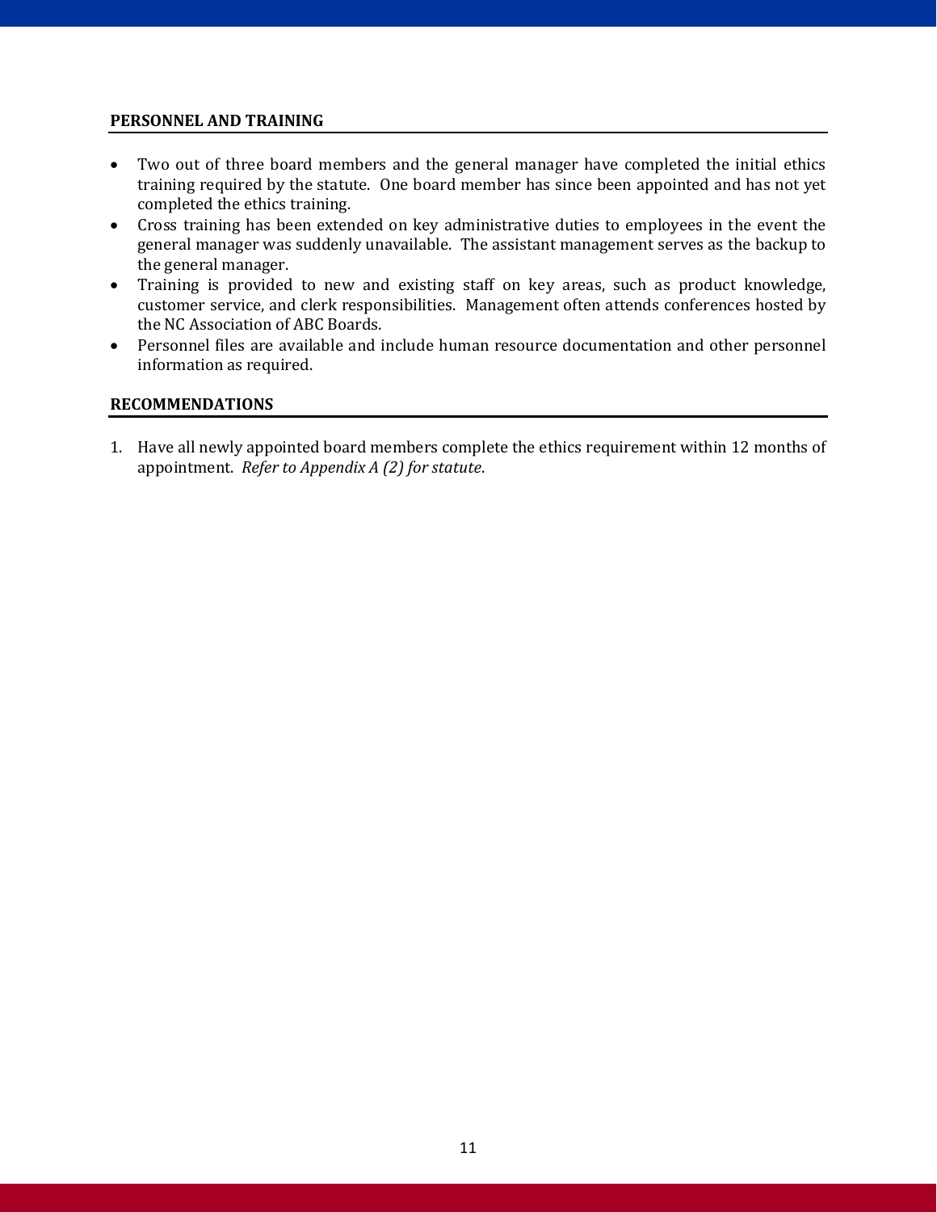## PERSONNEL AND TRAINING

- Two out of three board members and the general manager have completed the initial ethics training required by the statute. One board member has since been appointed and has not yet completed the ethics training.
- Cross training has been extended on key administrative duties to employees in the event the general manager was suddenly unavailable. The assistant management serves as the backup to the general manager.
- Training is provided to new and existing staff on key areas, such as product knowledge, customer service, and clerk responsibilities. Management often attends conferences hosted by the NC Association of ABC Boards.
- Personnel files are available and include human resource documentation and other personnel information as required.

## RECOMMENDATIONS

1. Have all newly appointed board members complete the ethics requirement within 12 months of appointment. *Refer to Appendix A (2) for statute*.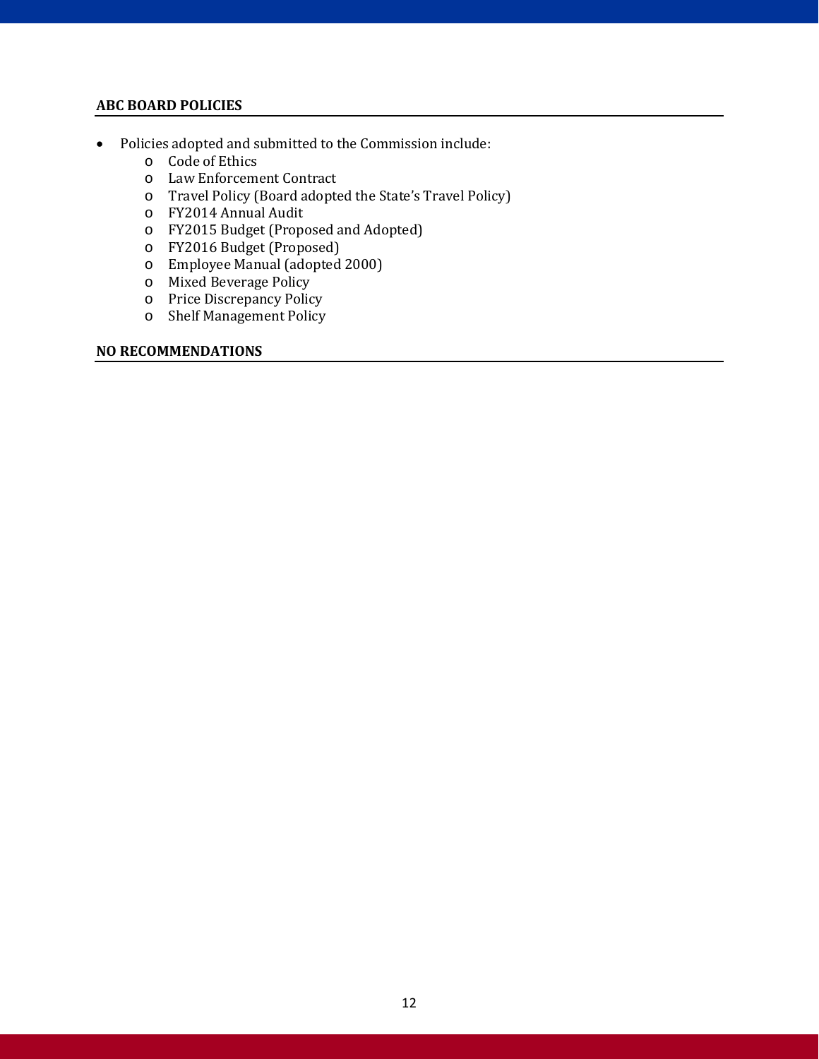## ABC BOARD POLICIES

- Policies adopted and submitted to the Commission include:
  - Code of Ethics
  - Law Enforcement Contract
  - Travel Policy (Board adopted the State's Travel Policy)
  - FY2014 Annual Audit
  - FY2015 Budget (Proposed and Adopted)
  - FY2016 Budget (Proposed)
  - Employee Manual (adopted 2000)
  - Mixed Beverage Policy
  - Price Discrepancy Policy
  - Shelf Management Policy

## NO RECOMMENDATIONS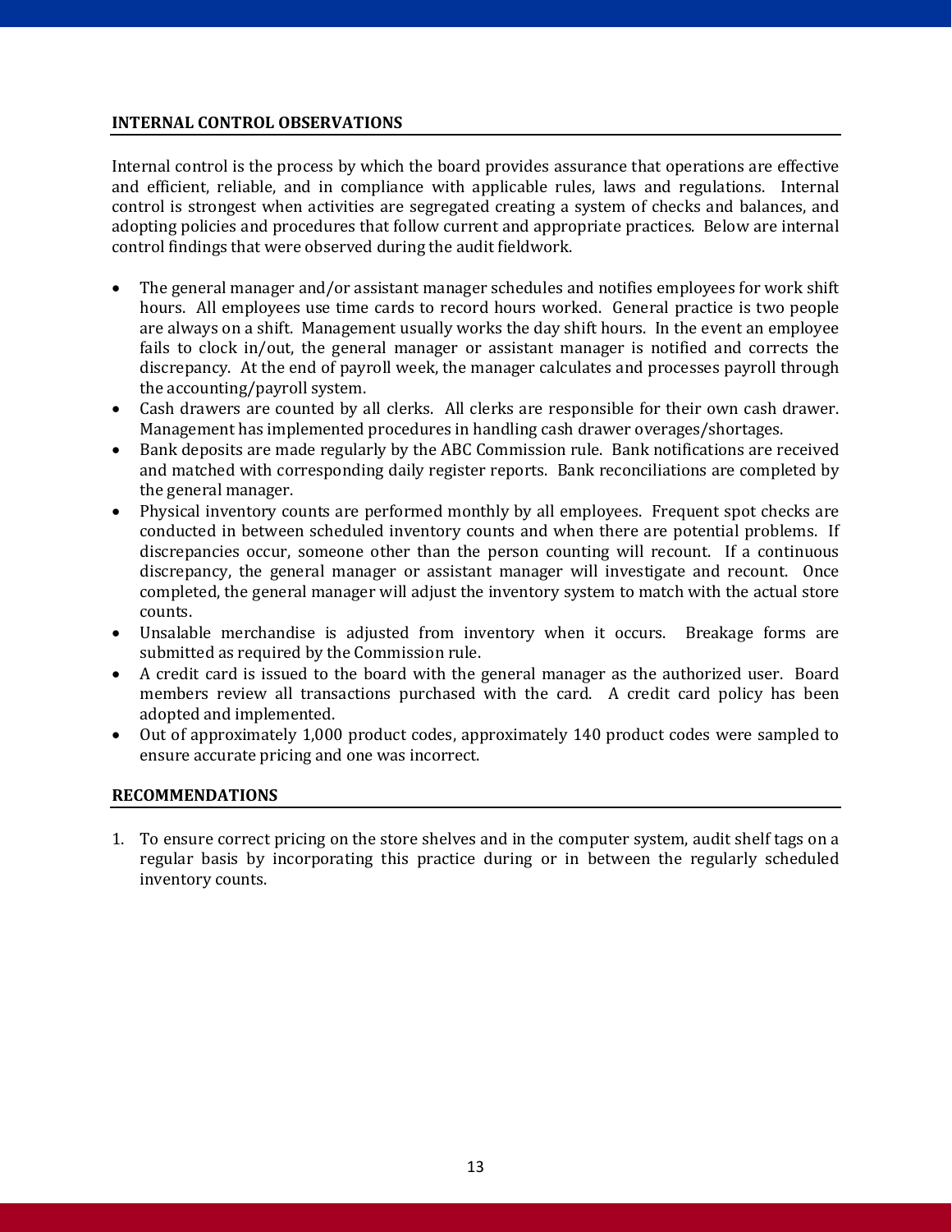## INTERNAL CONTROL OBSERVATIONS

Internal control is the process by which the board provides assurance that operations are effective and efficient, reliable, and in compliance with applicable rules, laws and regulations. Internal control is strongest when activities are segregated creating a system of checks and balances, and adopting policies and procedures that follow current and appropriate practices. Below are internal control findings that were observed during the audit fieldwork.

- The general manager and/or assistant manager schedules and notifies employees for work shift hours. All employees use time cards to record hours worked. General practice is two people are always on a shift. Management usually works the day shift hours. In the event an employee fails to clock in/out, the general manager or assistant manager is notified and corrects the discrepancy. At the end of payroll week, the manager calculates and processes payroll through the accounting/payroll system.
- Cash drawers are counted by all clerks. All clerks are responsible for their own cash drawer. Management has implemented procedures in handling cash drawer overages/shortages.
- Bank deposits are made regularly by the ABC Commission rule. Bank notifications are received and matched with corresponding daily register reports. Bank reconciliations are completed by the general manager.
- Physical inventory counts are performed monthly by all employees. Frequent spot checks are conducted in between scheduled inventory counts and when there are potential problems. If discrepancies occur, someone other than the person counting will recount. If a continuous discrepancy, the general manager or assistant manager will investigate and recount. Once completed, the general manager will adjust the inventory system to match with the actual store counts.
- Unsalable merchandise is adjusted from inventory when it occurs. Breakage forms are submitted as required by the Commission rule.
- A credit card is issued to the board with the general manager as the authorized user. Board members review all transactions purchased with the card. A credit card policy has been adopted and implemented.
- Out of approximately 1,000 product codes, approximately 140 product codes were sampled to ensure accurate pricing and one was incorrect.

## RECOMMENDATIONS

1. To ensure correct pricing on the store shelves and in the computer system, audit shelf tags on a regular basis by incorporating this practice during or in between the regularly scheduled inventory counts.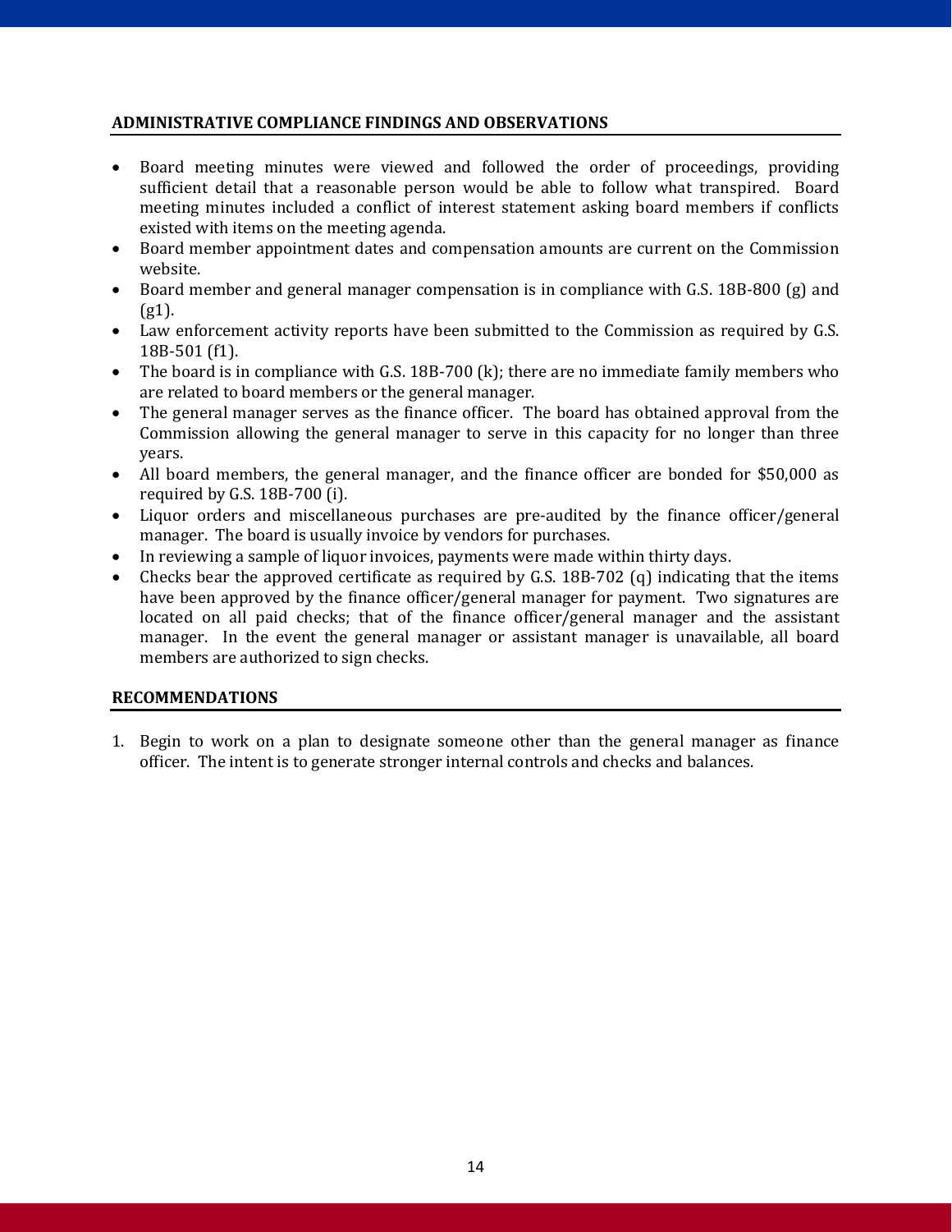## ADMINISTRATIVE COMPLIANCE FINDINGS AND OBSERVATIONS

- Board meeting minutes were viewed and followed the order of proceedings, providing sufficient detail that a reasonable person would be able to follow what transpired. Board meeting minutes included a conflict of interest statement asking board members if conflicts existed with items on the meeting agenda.
- Board member appointment dates and compensation amounts are current on the Commission website.
- Board member and general manager compensation is in compliance with G.S. 18B-800 (g) and (g1).
- Law enforcement activity reports have been submitted to the Commission as required by G.S. 18B-501 (f1).
- The board is in compliance with G.S. 18B-700 (k); there are no immediate family members who are related to board members or the general manager.
- The general manager serves as the finance officer. The board has obtained approval from the Commission allowing the general manager to serve in this capacity for no longer than three years.
- All board members, the general manager, and the finance officer are bonded for $50,000 as required by G.S. 18B-700 (i).
- Liquor orders and miscellaneous purchases are pre-audited by the finance officer/general manager. The board is usually invoice by vendors for purchases.
- In reviewing a sample of liquor invoices, payments were made within thirty days.
- Checks bear the approved certificate as required by G.S. 18B-702 (q) indicating that the items have been approved by the finance officer/general manager for payment. Two signatures are located on all paid checks; that of the finance officer/general manager and the assistant manager. In the event the general manager or assistant manager is unavailable, all board members are authorized to sign checks.

## RECOMMENDATIONS

1. Begin to work on a plan to designate someone other than the general manager as finance officer. The intent is to generate stronger internal controls and checks and balances.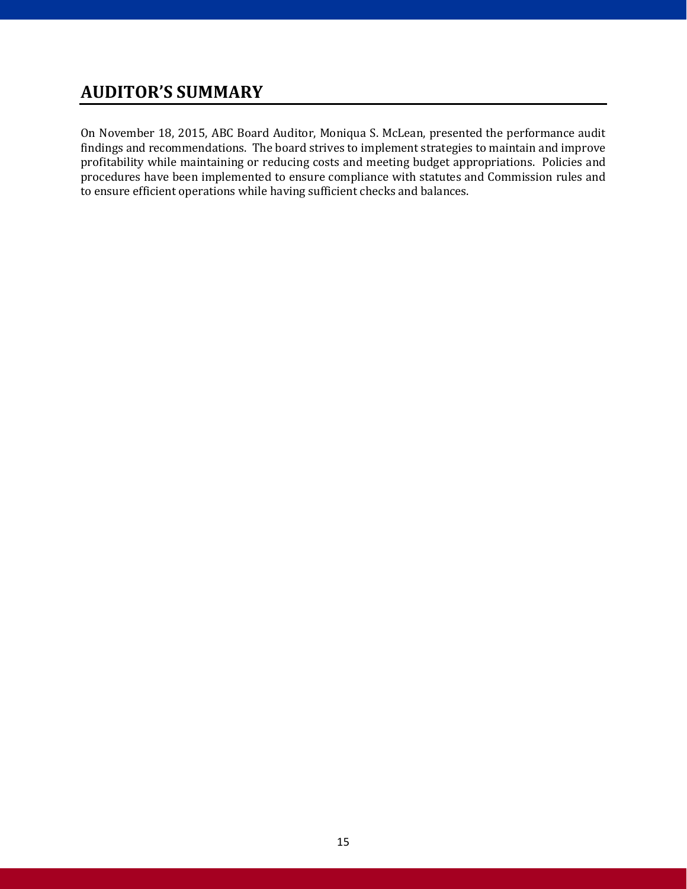## AUDITOR'S SUMMARY

On November 18, 2015, ABC Board Auditor, Moniqua S. McLean, presented the performance audit findings and recommendations. The board strives to implement strategies to maintain and improve profitability while maintaining or reducing costs and meeting budget appropriations. Policies and procedures have been implemented to ensure compliance with statutes and Commission rules and to ensure efficient operations while having sufficient checks and balances.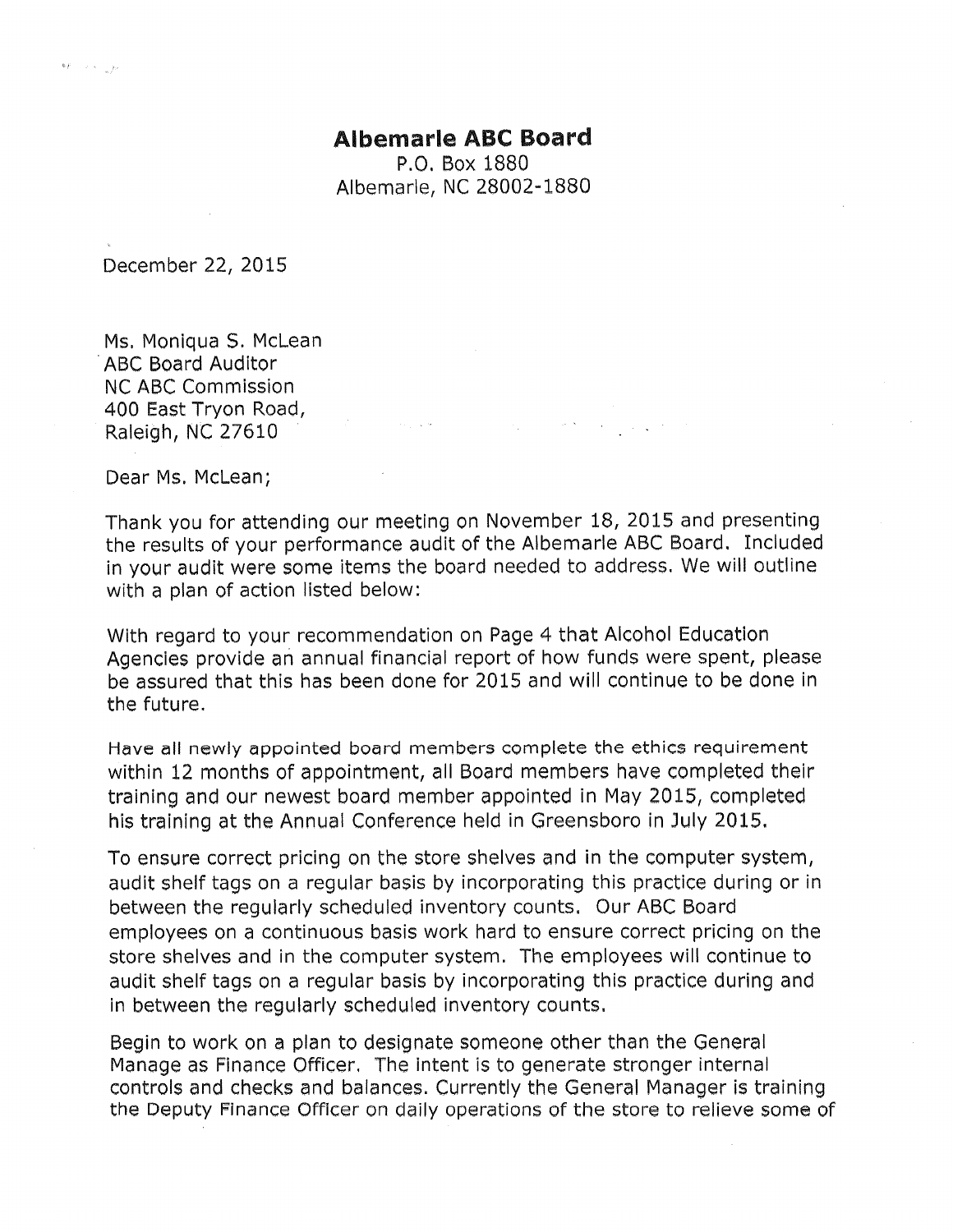# Albemarle ABC Board

P.O. Box 1880
Albemarle, NC 28002-1880

December 22, 2015

Ms. Moniqua S. McLean
ABC Board Auditor
NC ABC Commission
400 East Tryon Road,
Raleigh, NC 27610

Dear Ms. McLean;

Thank you for attending our meeting on November 18, 2015 and presenting the results of your performance audit of the Albemarle ABC Board. Included in your audit were some items the board needed to address. We will outline with a plan of action listed below:

With regard to your recommendation on Page 4 that Alcohol Education Agencies provide an annual financial report of how funds were spent, please be assured that this has been done for 2015 and will continue to be done in the future.

Have all newly appointed board members complete the ethics requirement within 12 months of appointment, all Board members have completed their training and our newest board member appointed in May 2015, completed his training at the Annual Conference held in Greensboro in July 2015.

To ensure correct pricing on the store shelves and in the computer system, audit shelf tags on a regular basis by incorporating this practice during or in between the regularly scheduled inventory counts. Our ABC Board employees on a continuous basis work hard to ensure correct pricing on the store shelves and in the computer system. The employees will continue to audit shelf tags on a regular basis by incorporating this practice during and in between the regularly scheduled inventory counts.

Begin to work on a plan to designate someone other than the General Manage as Finance Officer. The intent is to generate stronger internal controls and checks and balances. Currently the General Manager is training the Deputy Finance Officer on daily operations of the store to relieve some of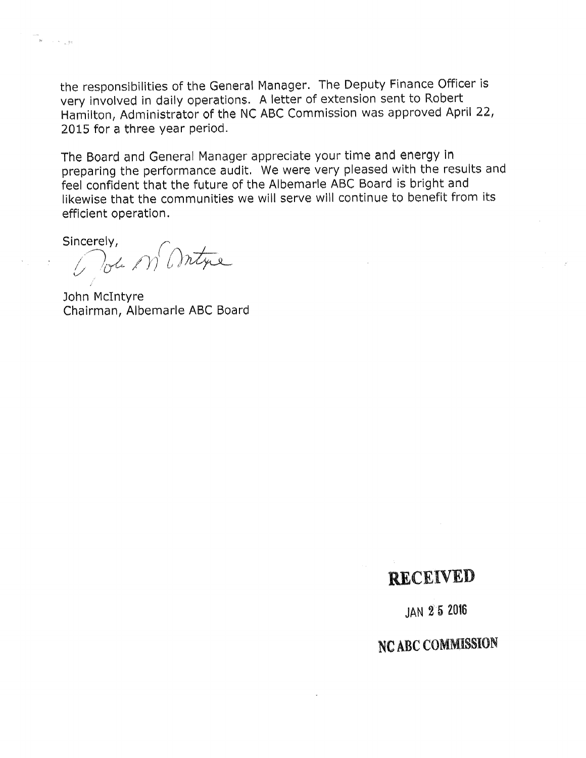the responsibilities of the General Manager. The Deputy Finance Officer is very involved in daily operations. A letter of extension sent to Robert Hamilton, Administrator of the NC ABC Commission was approved April 22, 2015 for a three year period.

The Board and General Manager appreciate your time and energy in preparing the performance audit. We were very pleased with the results and feel confident that the future of the Albemarle ABC Board is bright and likewise that the communities we will serve will continue to benefit from its efficient operation.

Sincerely,

John McIntyre
Chairman, Albemarle ABC Board

**RECEIVED**

JAN 25 2016

**NC ABC COMMISSION**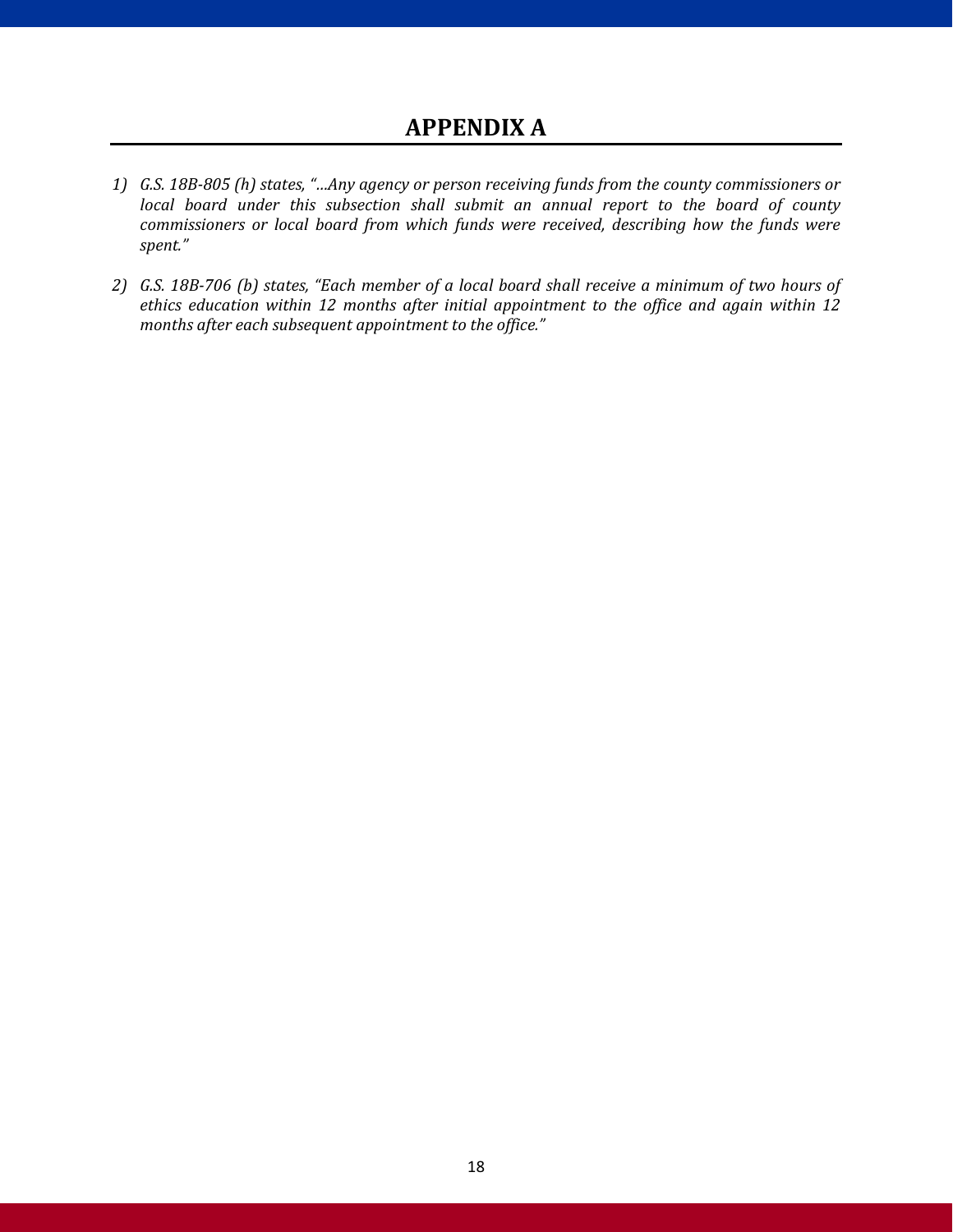# APPENDIX A

1) *G.S. 18B-805 (h) states, "…Any agency or person receiving funds from the county commissioners or local board under this subsection shall submit an annual report to the board of county commissioners or local board from which funds were received, describing how the funds were spent."*

2) *G.S. 18B-706 (b) states, "Each member of a local board shall receive a minimum of two hours of ethics education within 12 months after initial appointment to the office and again within 12 months after each subsequent appointment to the office."*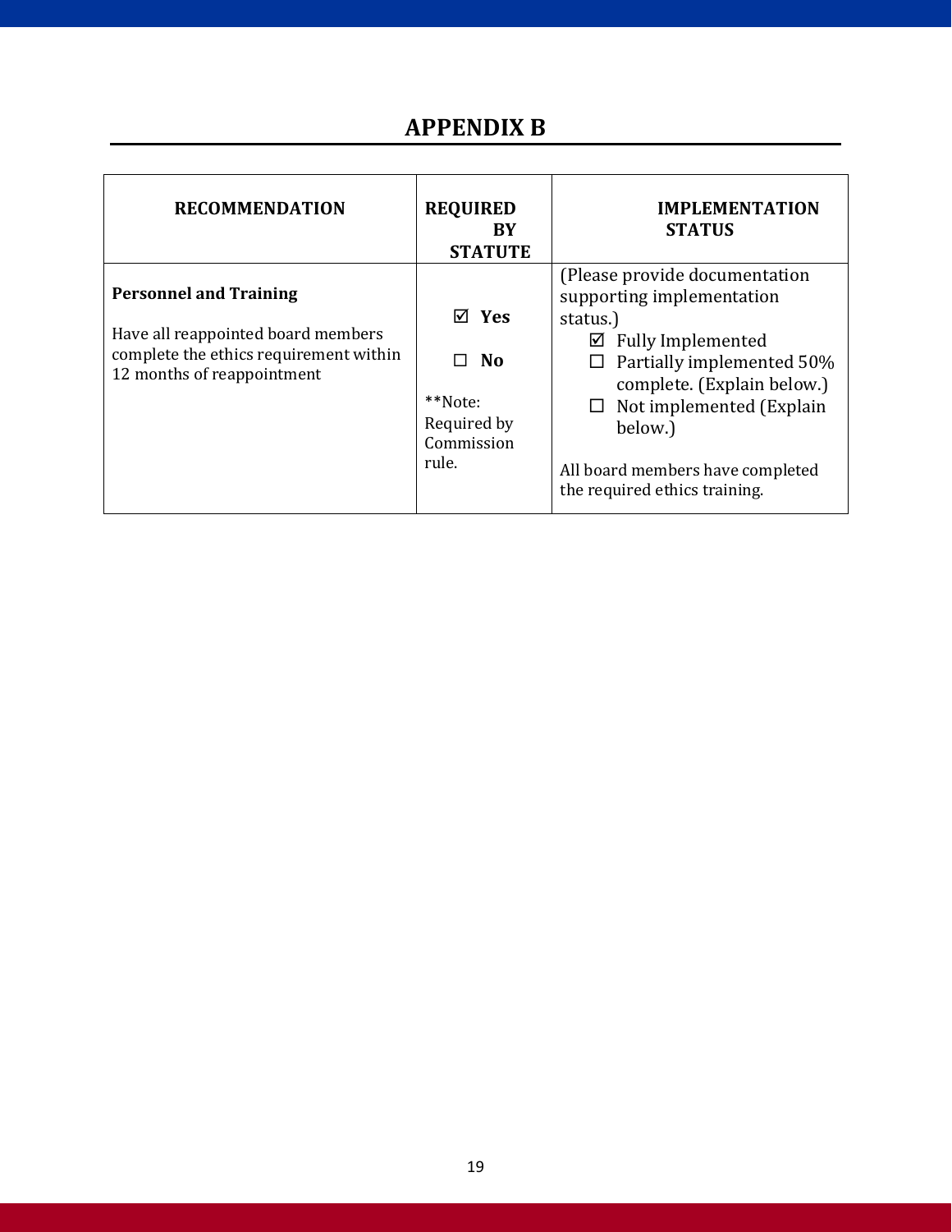# APPENDIX B

| RECOMMENDATION | REQUIRED BY STATUTE | IMPLEMENTATION STATUS |
|---|---|---|
| **Personnel and Training**<br><br>Have all reappointed board members complete the ethics requirement within 12 months of reappointment | ☑ **Yes**<br><br>☐ **No**<br><br>**Note: Required by Commission rule. | (Please provide documentation supporting implementation status.)<br>☑ Fully Implemented<br>☐ Partially implemented 50% complete. (Explain below.)<br>☐ Not implemented (Explain below.)<br><br>All board members have completed the required ethics training. |